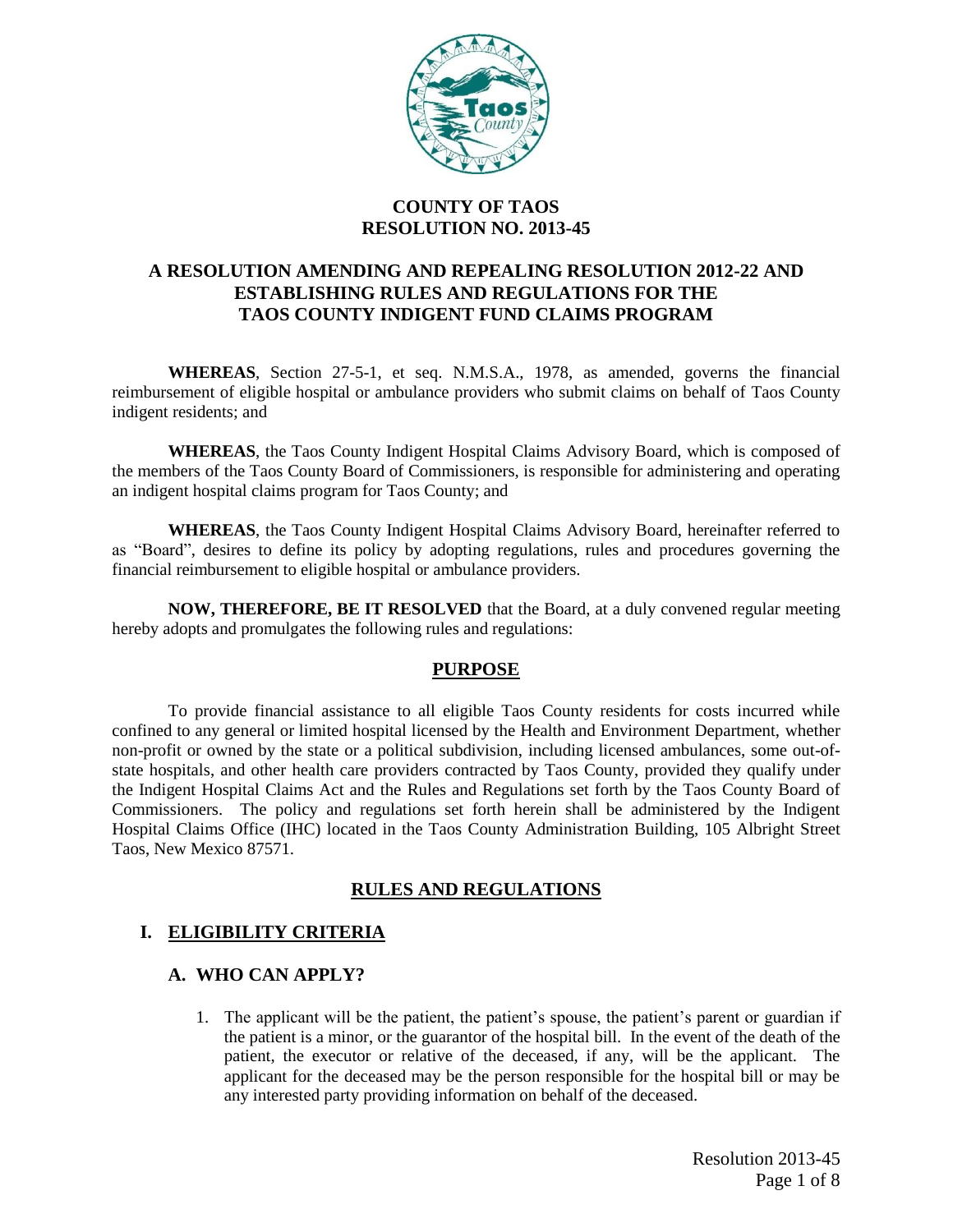# COUNTY OF TAOS
# RESOLUTION NO. 2013-45

## A RESOLUTION AMENDING AND REPEALING RESOLUTION 2012-22 AND ESTABLISHING RULES AND REGULATIONS FOR THE TAOS COUNTY INDIGENT FUND CLAIMS PROGRAM

**WHEREAS**, Section 27-5-1, et seq. N.M.S.A., 1978, as amended, governs the financial reimbursement of eligible hospital or ambulance providers who submit claims on behalf of Taos County indigent residents; and

**WHEREAS**, the Taos County Indigent Hospital Claims Advisory Board, which is composed of the members of the Taos County Board of Commissioners, is responsible for administering and operating an indigent hospital claims program for Taos County; and

**WHEREAS**, the Taos County Indigent Hospital Claims Advisory Board, hereinafter referred to as "Board", desires to define its policy by adopting regulations, rules and procedures governing the financial reimbursement to eligible hospital or ambulance providers.

**NOW, THEREFORE, BE IT RESOLVED** that the Board, at a duly convened regular meeting hereby adopts and promulgates the following rules and regulations:

## PURPOSE

To provide financial assistance to all eligible Taos County residents for costs incurred while confined to any general or limited hospital licensed by the Health and Environment Department, whether non-profit or owned by the state or a political subdivision, including licensed ambulances, some out-of-state hospitals, and other health care providers contracted by Taos County, provided they qualify under the Indigent Hospital Claims Act and the Rules and Regulations set forth by the Taos County Board of Commissioners. The policy and regulations set forth herein shall be administered by the Indigent Hospital Claims Office (IHC) located in the Taos County Administration Building, 105 Albright Street Taos, New Mexico 87571.

## RULES AND REGULATIONS

### I. ELIGIBILITY CRITERIA

#### A. WHO CAN APPLY?

1. The applicant will be the patient, the patient's spouse, the patient's parent or guardian if the patient is a minor, or the guarantor of the hospital bill. In the event of the death of the patient, the executor or relative of the deceased, if any, will be the applicant. The applicant for the deceased may be the person responsible for the hospital bill or may be any interested party providing information on behalf of the deceased.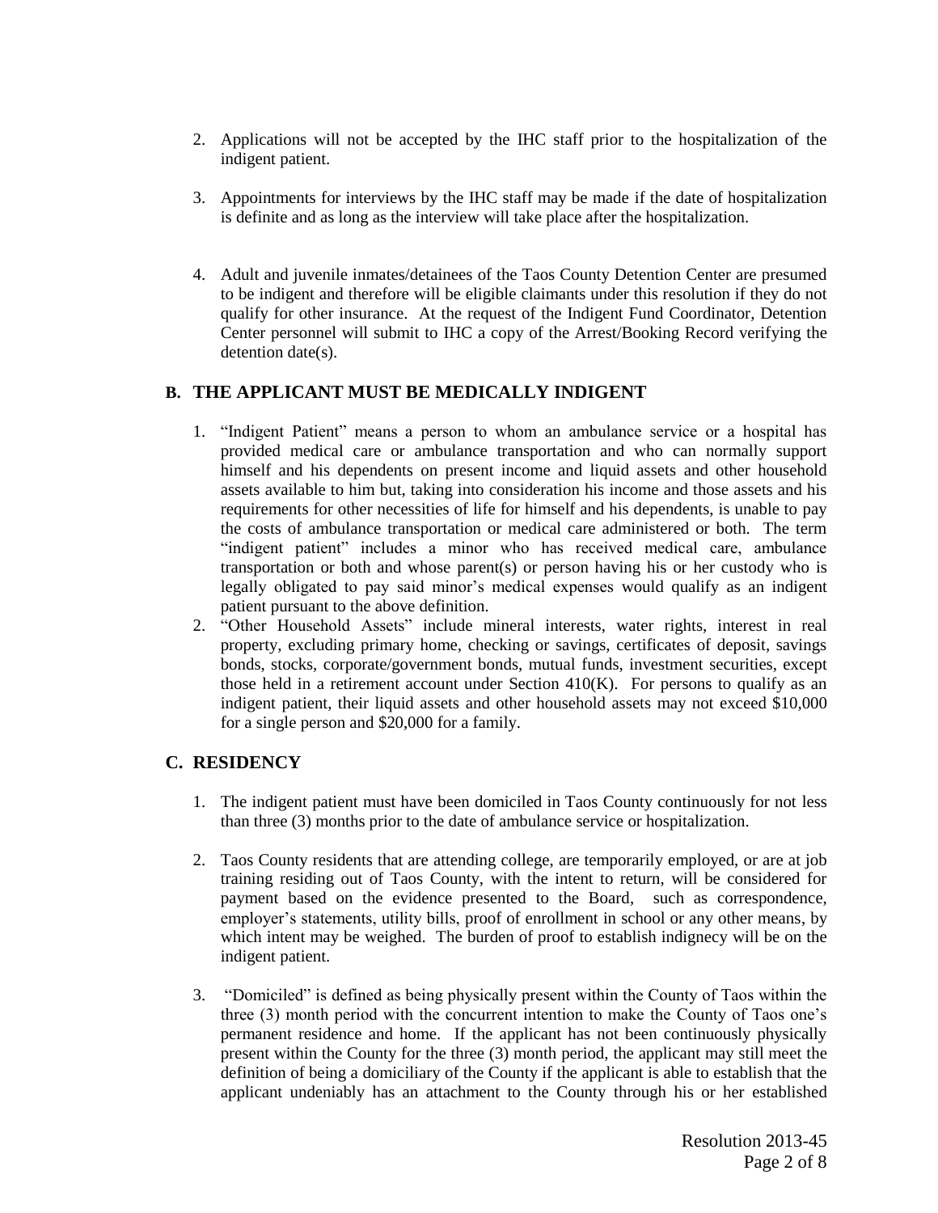2. Applications will not be accepted by the IHC staff prior to the hospitalization of the indigent patient.

3. Appointments for interviews by the IHC staff may be made if the date of hospitalization is definite and as long as the interview will take place after the hospitalization.

4. Adult and juvenile inmates/detainees of the Taos County Detention Center are presumed to be indigent and therefore will be eligible claimants under this resolution if they do not qualify for other insurance. At the request of the Indigent Fund Coordinator, Detention Center personnel will submit to IHC a copy of the Arrest/Booking Record verifying the detention date(s).

## B. THE APPLICANT MUST BE MEDICALLY INDIGENT

1. "Indigent Patient" means a person to whom an ambulance service or a hospital has provided medical care or ambulance transportation and who can normally support himself and his dependents on present income and liquid assets and other household assets available to him but, taking into consideration his income and those assets and his requirements for other necessities of life for himself and his dependents, is unable to pay the costs of ambulance transportation or medical care administered or both. The term "indigent patient" includes a minor who has received medical care, ambulance transportation or both and whose parent(s) or person having his or her custody who is legally obligated to pay said minor's medical expenses would qualify as an indigent patient pursuant to the above definition.
2. "Other Household Assets" include mineral interests, water rights, interest in real property, excluding primary home, checking or savings, certificates of deposit, savings bonds, stocks, corporate/government bonds, mutual funds, investment securities, except those held in a retirement account under Section 410(K). For persons to qualify as an indigent patient, their liquid assets and other household assets may not exceed $10,000 for a single person and $20,000 for a family.

## C. RESIDENCY

1. The indigent patient must have been domiciled in Taos County continuously for not less than three (3) months prior to the date of ambulance service or hospitalization.

2. Taos County residents that are attending college, are temporarily employed, or are at job training residing out of Taos County, with the intent to return, will be considered for payment based on the evidence presented to the Board, such as correspondence, employer's statements, utility bills, proof of enrollment in school or any other means, by which intent may be weighed. The burden of proof to establish indignecy will be on the indigent patient.

3. "Domiciled" is defined as being physically present within the County of Taos within the three (3) month period with the concurrent intention to make the County of Taos one's permanent residence and home. If the applicant has not been continuously physically present within the County for the three (3) month period, the applicant may still meet the definition of being a domiciliary of the County if the applicant is able to establish that the applicant undeniably has an attachment to the County through his or her established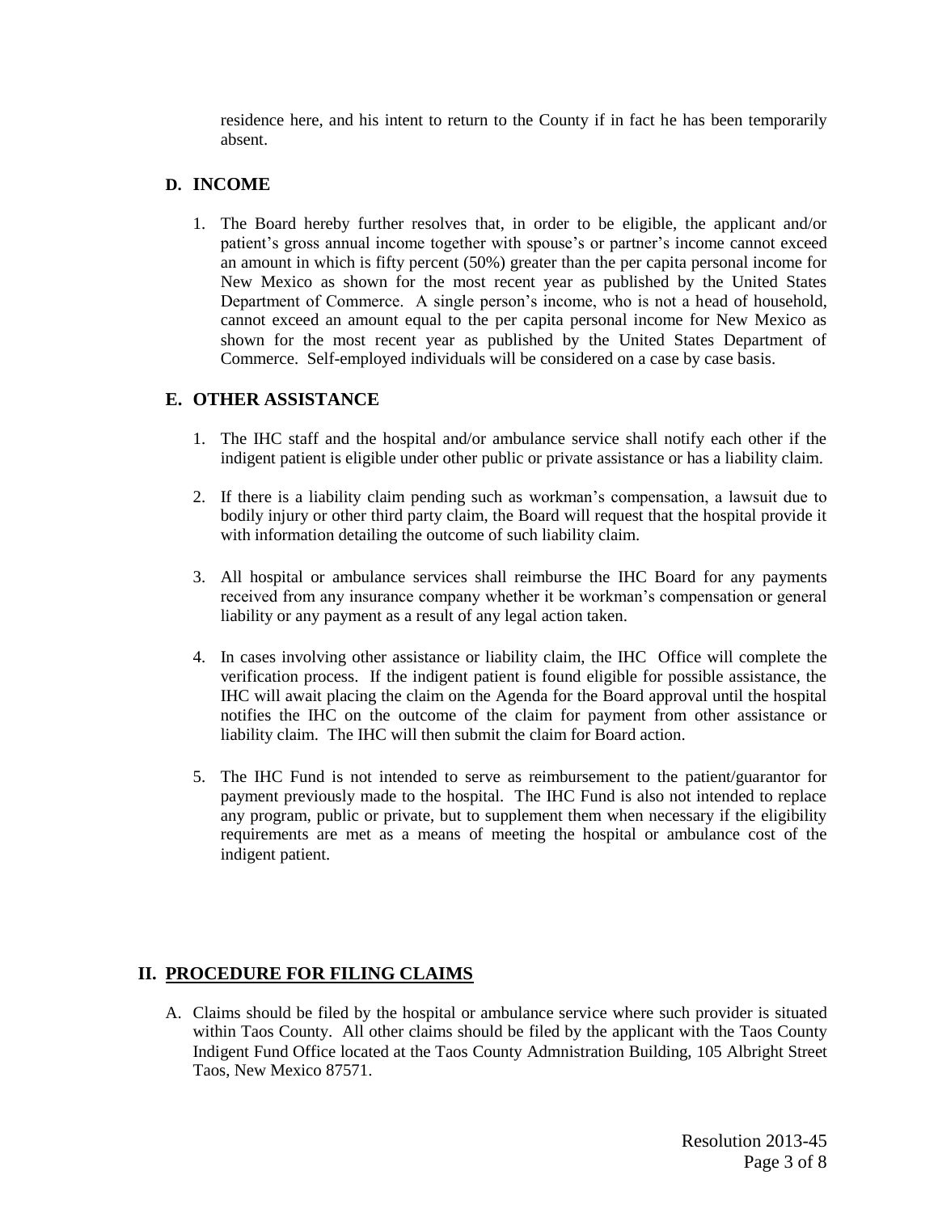residence here, and his intent to return to the County if in fact he has been temporarily absent.

### D. INCOME

1. The Board hereby further resolves that, in order to be eligible, the applicant and/or patient's gross annual income together with spouse's or partner's income cannot exceed an amount in which is fifty percent (50%) greater than the per capita personal income for New Mexico as shown for the most recent year as published by the United States Department of Commerce. A single person's income, who is not a head of household, cannot exceed an amount equal to the per capita personal income for New Mexico as shown for the most recent year as published by the United States Department of Commerce. Self-employed individuals will be considered on a case by case basis.

### E. OTHER ASSISTANCE

1. The IHC staff and the hospital and/or ambulance service shall notify each other if the indigent patient is eligible under other public or private assistance or has a liability claim.

2. If there is a liability claim pending such as workman's compensation, a lawsuit due to bodily injury or other third party claim, the Board will request that the hospital provide it with information detailing the outcome of such liability claim.

3. All hospital or ambulance services shall reimburse the IHC Board for any payments received from any insurance company whether it be workman's compensation or general liability or any payment as a result of any legal action taken.

4. In cases involving other assistance or liability claim, the IHC Office will complete the verification process. If the indigent patient is found eligible for possible assistance, the IHC will await placing the claim on the Agenda for the Board approval until the hospital notifies the IHC on the outcome of the claim for payment from other assistance or liability claim. The IHC will then submit the claim for Board action.

5. The IHC Fund is not intended to serve as reimbursement to the patient/guarantor for payment previously made to the hospital. The IHC Fund is also not intended to replace any program, public or private, but to supplement them when necessary if the eligibility requirements are met as a means of meeting the hospital or ambulance cost of the indigent patient.

## II. <u>PROCEDURE FOR FILING CLAIMS</u>

A. Claims should be filed by the hospital or ambulance service where such provider is situated within Taos County. All other claims should be filed by the applicant with the Taos County Indigent Fund Office located at the Taos County Admnistration Building, 105 Albright Street Taos, New Mexico 87571.

Resolution 2013-45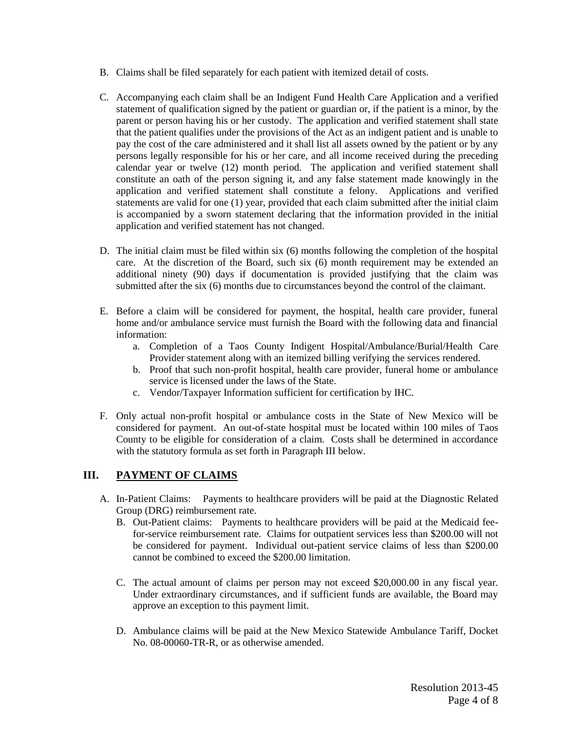B. Claims shall be filed separately for each patient with itemized detail of costs.

C. Accompanying each claim shall be an Indigent Fund Health Care Application and a verified statement of qualification signed by the patient or guardian or, if the patient is a minor, by the parent or person having his or her custody. The application and verified statement shall state that the patient qualifies under the provisions of the Act as an indigent patient and is unable to pay the cost of the care administered and it shall list all assets owned by the patient or by any persons legally responsible for his or her care, and all income received during the preceding calendar year or twelve (12) month period. The application and verified statement shall constitute an oath of the person signing it, and any false statement made knowingly in the application and verified statement shall constitute a felony. Applications and verified statements are valid for one (1) year, provided that each claim submitted after the initial claim is accompanied by a sworn statement declaring that the information provided in the initial application and verified statement has not changed.

D. The initial claim must be filed within six (6) months following the completion of the hospital care. At the discretion of the Board, such six (6) month requirement may be extended an additional ninety (90) days if documentation is provided justifying that the claim was submitted after the six (6) months due to circumstances beyond the control of the claimant.

E. Before a claim will be considered for payment, the hospital, health care provider, funeral home and/or ambulance service must furnish the Board with the following data and financial information:
   a. Completion of a Taos County Indigent Hospital/Ambulance/Burial/Health Care Provider statement along with an itemized billing verifying the services rendered.
   b. Proof that such non-profit hospital, health care provider, funeral home or ambulance service is licensed under the laws of the State.
   c. Vendor/Taxpayer Information sufficient for certification by IHC.

F. Only actual non-profit hospital or ambulance costs in the State of New Mexico will be considered for payment. An out-of-state hospital must be located within 100 miles of Taos County to be eligible for consideration of a claim. Costs shall be determined in accordance with the statutory formula as set forth in Paragraph III below.

## III. PAYMENT OF CLAIMS

A. In-Patient Claims: Payments to healthcare providers will be paid at the Diagnostic Related Group (DRG) reimbursement rate.

B. Out-Patient claims: Payments to healthcare providers will be paid at the Medicaid fee-for-service reimbursement rate. Claims for outpatient services less than $200.00 will not be considered for payment. Individual out-patient service claims of less than $200.00 cannot be combined to exceed the $200.00 limitation.

C. The actual amount of claims per person may not exceed $20,000.00 in any fiscal year. Under extraordinary circumstances, and if sufficient funds are available, the Board may approve an exception to this payment limit.

D. Ambulance claims will be paid at the New Mexico Statewide Ambulance Tariff, Docket No. 08-00060-TR-R, or as otherwise amended.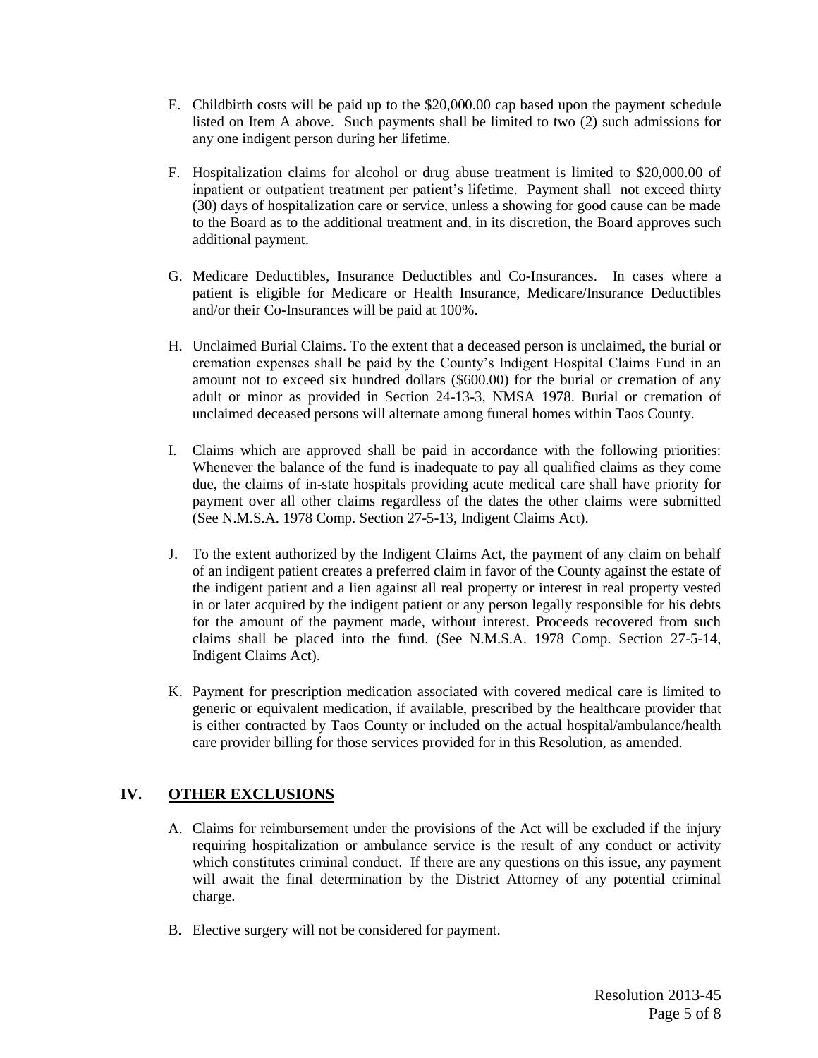E. Childbirth costs will be paid up to the $20,000.00 cap based upon the payment schedule listed on Item A above. Such payments shall be limited to two (2) such admissions for any one indigent person during her lifetime.

F. Hospitalization claims for alcohol or drug abuse treatment is limited to $20,000.00 of inpatient or outpatient treatment per patient's lifetime. Payment shall not exceed thirty (30) days of hospitalization care or service, unless a showing for good cause can be made to the Board as to the additional treatment and, in its discretion, the Board approves such additional payment.

G. Medicare Deductibles, Insurance Deductibles and Co-Insurances. In cases where a patient is eligible for Medicare or Health Insurance, Medicare/Insurance Deductibles and/or their Co-Insurances will be paid at 100%.

H. Unclaimed Burial Claims. To the extent that a deceased person is unclaimed, the burial or cremation expenses shall be paid by the County's Indigent Hospital Claims Fund in an amount not to exceed six hundred dollars ($600.00) for the burial or cremation of any adult or minor as provided in Section 24-13-3, NMSA 1978. Burial or cremation of unclaimed deceased persons will alternate among funeral homes within Taos County.

I. Claims which are approved shall be paid in accordance with the following priorities: Whenever the balance of the fund is inadequate to pay all qualified claims as they come due, the claims of in-state hospitals providing acute medical care shall have priority for payment over all other claims regardless of the dates the other claims were submitted (See N.M.S.A. 1978 Comp. Section 27-5-13, Indigent Claims Act).

J. To the extent authorized by the Indigent Claims Act, the payment of any claim on behalf of an indigent patient creates a preferred claim in favor of the County against the estate of the indigent patient and a lien against all real property or interest in real property vested in or later acquired by the indigent patient or any person legally responsible for his debts for the amount of the payment made, without interest. Proceeds recovered from such claims shall be placed into the fund. (See N.M.S.A. 1978 Comp. Section 27-5-14, Indigent Claims Act).

K. Payment for prescription medication associated with covered medical care is limited to generic or equivalent medication, if available, prescribed by the healthcare provider that is either contracted by Taos County or included on the actual hospital/ambulance/health care provider billing for those services provided for in this Resolution, as amended.

## IV. OTHER EXCLUSIONS

A. Claims for reimbursement under the provisions of the Act will be excluded if the injury requiring hospitalization or ambulance service is the result of any conduct or activity which constitutes criminal conduct. If there are any questions on this issue, any payment will await the final determination by the District Attorney of any potential criminal charge.

B. Elective surgery will not be considered for payment.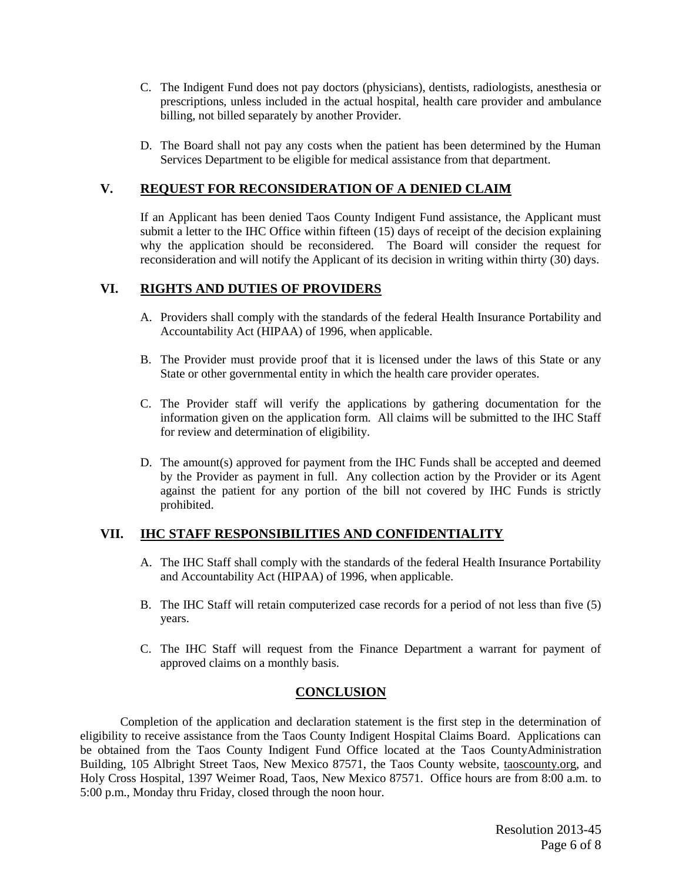C. The Indigent Fund does not pay doctors (physicians), dentists, radiologists, anesthesia or prescriptions, unless included in the actual hospital, health care provider and ambulance billing, not billed separately by another Provider.

D. The Board shall not pay any costs when the patient has been determined by the Human Services Department to be eligible for medical assistance from that department.

## V. REQUEST FOR RECONSIDERATION OF A DENIED CLAIM

If an Applicant has been denied Taos County Indigent Fund assistance, the Applicant must submit a letter to the IHC Office within fifteen (15) days of receipt of the decision explaining why the application should be reconsidered. The Board will consider the request for reconsideration and will notify the Applicant of its decision in writing within thirty (30) days.

## VI. RIGHTS AND DUTIES OF PROVIDERS

A. Providers shall comply with the standards of the federal Health Insurance Portability and Accountability Act (HIPAA) of 1996, when applicable.

B. The Provider must provide proof that it is licensed under the laws of this State or any State or other governmental entity in which the health care provider operates.

C. The Provider staff will verify the applications by gathering documentation for the information given on the application form. All claims will be submitted to the IHC Staff for review and determination of eligibility.

D. The amount(s) approved for payment from the IHC Funds shall be accepted and deemed by the Provider as payment in full. Any collection action by the Provider or its Agent against the patient for any portion of the bill not covered by IHC Funds is strictly prohibited.

## VII. IHC STAFF RESPONSIBILITIES AND CONFIDENTIALITY

A. The IHC Staff shall comply with the standards of the federal Health Insurance Portability and Accountability Act (HIPAA) of 1996, when applicable.

B. The IHC Staff will retain computerized case records for a period of not less than five (5) years.

C. The IHC Staff will request from the Finance Department a warrant for payment of approved claims on a monthly basis.

## CONCLUSION

Completion of the application and declaration statement is the first step in the determination of eligibility to receive assistance from the Taos County Indigent Hospital Claims Board. Applications can be obtained from the Taos County Indigent Fund Office located at the Taos CountyAdministration Building, 105 Albright Street Taos, New Mexico 87571, the Taos County website, taoscounty.org, and Holy Cross Hospital, 1397 Weimer Road, Taos, New Mexico 87571. Office hours are from 8:00 a.m. to 5:00 p.m., Monday thru Friday, closed through the noon hour.

Resolution 2013-45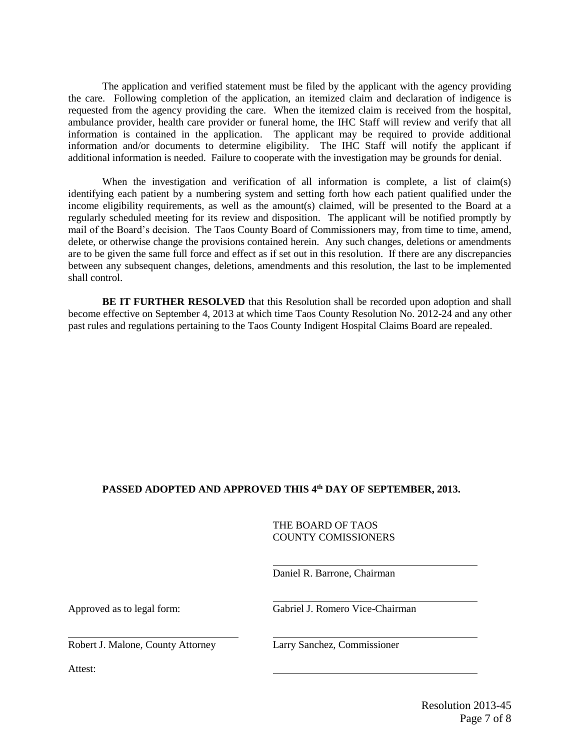The application and verified statement must be filed by the applicant with the agency providing the care. Following completion of the application, an itemized claim and declaration of indigence is requested from the agency providing the care. When the itemized claim is received from the hospital, ambulance provider, health care provider or funeral home, the IHC Staff will review and verify that all information is contained in the application. The applicant may be required to provide additional information and/or documents to determine eligibility. The IHC Staff will notify the applicant if additional information is needed. Failure to cooperate with the investigation may be grounds for denial.

When the investigation and verification of all information is complete, a list of claim(s) identifying each patient by a numbering system and setting forth how each patient qualified under the income eligibility requirements, as well as the amount(s) claimed, will be presented to the Board at a regularly scheduled meeting for its review and disposition. The applicant will be notified promptly by mail of the Board's decision. The Taos County Board of Commissioners may, from time to time, amend, delete, or otherwise change the provisions contained herein. Any such changes, deletions or amendments are to be given the same full force and effect as if set out in this resolution. If there are any discrepancies between any subsequent changes, deletions, amendments and this resolution, the last to be implemented shall control.

**BE IT FURTHER RESOLVED** that this Resolution shall be recorded upon adoption and shall become effective on September 4, 2013 at which time Taos County Resolution No. 2012-24 and any other past rules and regulations pertaining to the Taos County Indigent Hospital Claims Board are repealed.

**PASSED ADOPTED AND APPROVED THIS 4th DAY OF SEPTEMBER, 2013.**

THE BOARD OF TAOS
COUNTY COMISSIONERS

\_\_\_\_\_\_\_\_\_\_\_\_\_\_\_\_\_\_\_\_\_\_\_\_\_\_\_\_\_\_
Daniel R. Barrone, Chairman

Approved as to legal form:

\_\_\_\_\_\_\_\_\_\_\_\_\_\_\_\_\_\_\_\_\_\_\_\_\_\_\_\_\_\_
Gabriel J. Romero Vice-Chairman

\_\_\_\_\_\_\_\_\_\_\_\_\_\_\_\_\_\_\_\_\_\_\_\_\_\_\_\_\_\_
Robert J. Malone, County Attorney

\_\_\_\_\_\_\_\_\_\_\_\_\_\_\_\_\_\_\_\_\_\_\_\_\_\_\_\_\_\_
Larry Sanchez, Commissioner

Attest:

\_\_\_\_\_\_\_\_\_\_\_\_\_\_\_\_\_\_\_\_\_\_\_\_\_\_\_\_\_\_

Resolution 2013-45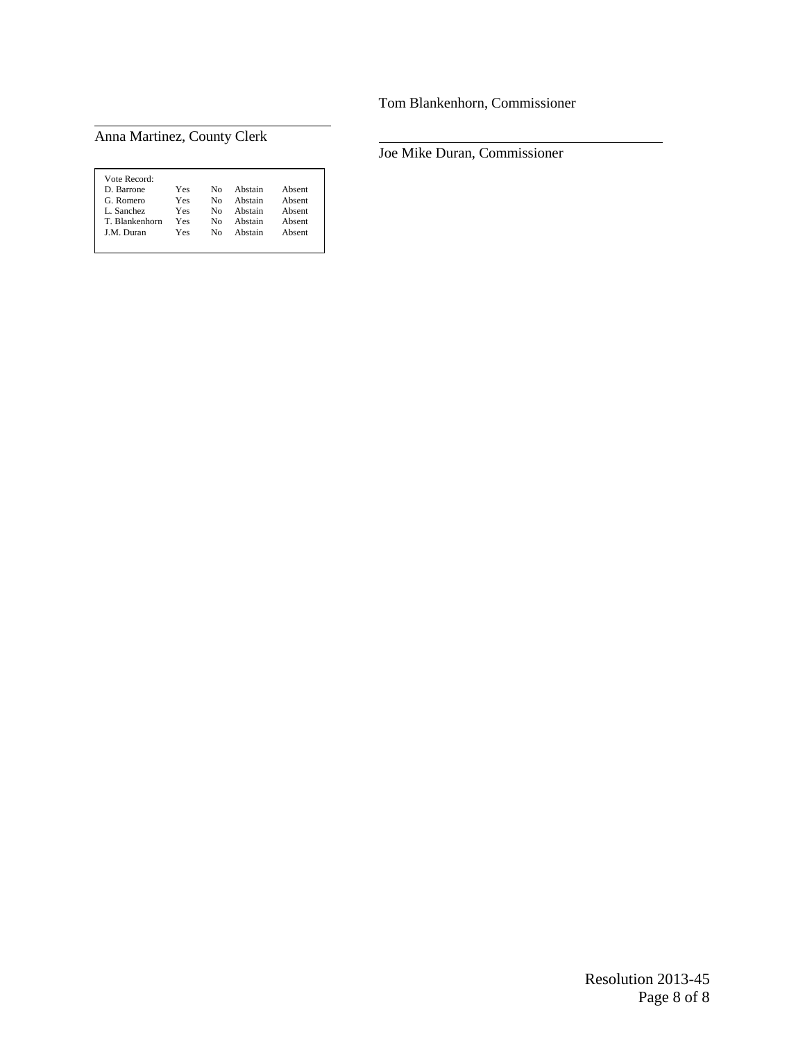Tom Blankenhorn, Commissioner

Anna Martinez, County Clerk

Joe Mike Duran, Commissioner

| Vote Record: | | | | |
|---|---|---|---|---|
| D. Barrone | Yes | No | Abstain | Absent |
| G. Romero | Yes | No | Abstain | Absent |
| L. Sanchez | Yes | No | Abstain | Absent |
| T. Blankenhorn | Yes | No | Abstain | Absent |
| J.M. Duran | Yes | No | Abstain | Absent |

Resolution 2013-45